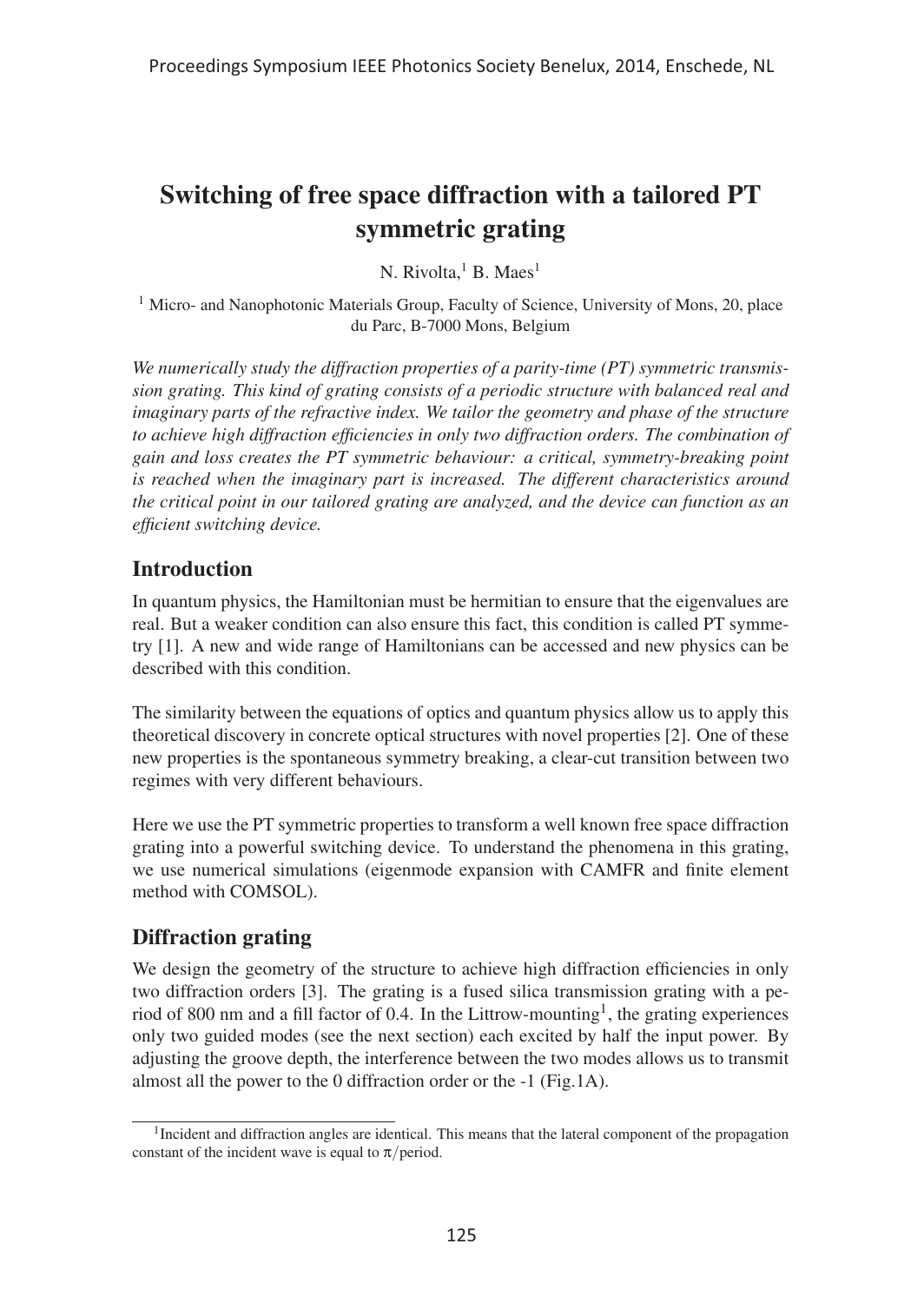# Switching of free space diffraction with a tailored PT symmetric grating

N. Rivolta,[1] B. Maes[1]

[1] Micro- and Nanophotonic Materials Group, Faculty of Science, University of Mons, 20, place du Parc, B-7000 Mons, Belgium

*We numerically study the diffraction properties of a parity-time (PT) symmetric transmission grating. This kind of grating consists of a periodic structure with balanced real and imaginary parts of the refractive index. We tailor the geometry and phase of the structure to achieve high diffraction efficiencies in only two diffraction orders. The combination of gain and loss creates the PT symmetric behaviour: a critical, symmetry-breaking point is reached when the imaginary part is increased. The different characteristics around the critical point in our tailored grating are analyzed, and the device can function as an efficient switching device.*

## Introduction

In quantum physics, the Hamiltonian must be hermitian to ensure that the eigenvalues are real. But a weaker condition can also ensure this fact, this condition is called PT symmetry [1]. A new and wide range of Hamiltonians can be accessed and new physics can be described with this condition.

The similarity between the equations of optics and quantum physics allow us to apply this theoretical discovery in concrete optical structures with novel properties [2]. One of these new properties is the spontaneous symmetry breaking, a clear-cut transition between two regimes with very different behaviours.

Here we use the PT symmetric properties to transform a well known free space diffraction grating into a powerful switching device. To understand the phenomena in this grating, we use numerical simulations (eigenmode expansion with CAMFR and finite element method with COMSOL).

## Diffraction grating

We design the geometry of the structure to achieve high diffraction efficiencies in only two diffraction orders [3]. The grating is a fused silica transmission grating with a period of 800 nm and a fill factor of 0.4. In the Littrow-mounting[1], the grating experiences only two guided modes (see the next section) each excited by half the input power. By adjusting the groove depth, the interference between the two modes allows us to transmit almost all the power to the 0 diffraction order or the -1 (Fig.1A).

[1] Incident and diffraction angles are identical. This means that the lateral component of the propagation constant of the incident wave is equal to $\pi$/period.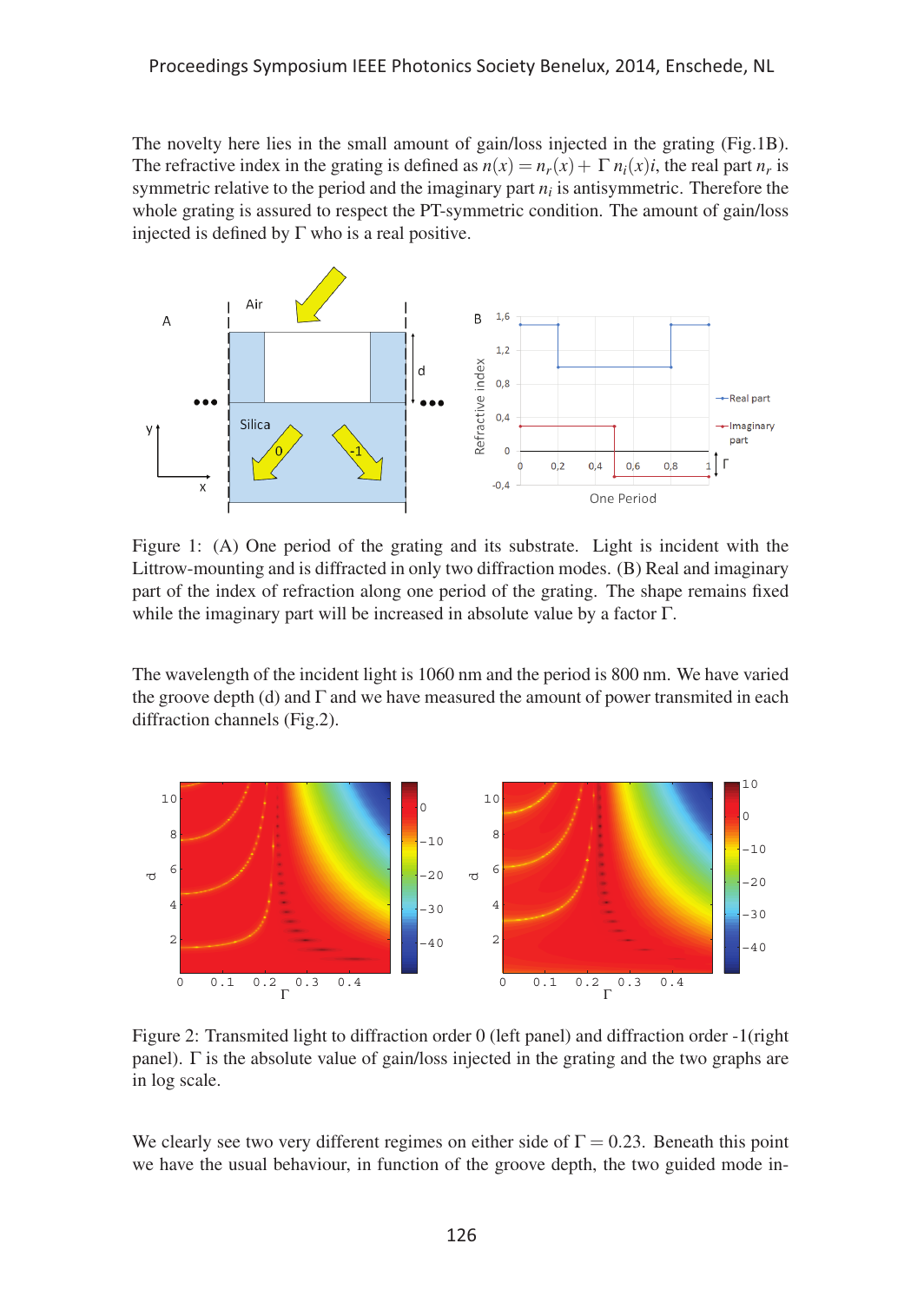The novelty here lies in the small amount of gain/loss injected in the grating (Fig.1B). The refractive index in the grating is defined as $n(x) = n_r(x) + \Gamma\, n_i(x)i$, the real part $n_r$ is symmetric relative to the period and the imaginary part $n_i$ is antisymmetric. Therefore the whole grating is assured to respect the PT-symmetric condition. The amount of gain/loss injected is defined by $\Gamma$ who is a real positive.

Figure 1: (A) One period of the grating and its substrate. Light is incident with the Littrow-mounting and is diffracted in only two diffraction modes. (B) Real and imaginary part of the index of refraction along one period of the grating. The shape remains fixed while the imaginary part will be increased in absolute value by a factor $\Gamma$.

The wavelength of the incident light is 1060 nm and the period is 800 nm. We have varied the groove depth (d) and $\Gamma$ and we have measured the amount of power transmited in each diffraction channels (Fig.2).

Figure 2: Transmited light to diffraction order 0 (left panel) and diffraction order -1(right panel). $\Gamma$ is the absolute value of gain/loss injected in the grating and the two graphs are in log scale.

We clearly see two very different regimes on either side of $\Gamma = 0.23$. Beneath this point we have the usual behaviour, in function of the groove depth, the two guided mode in-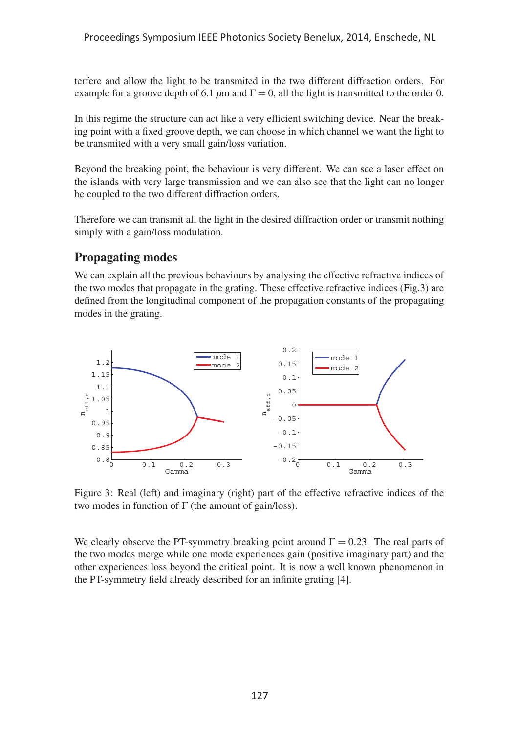terfere and allow the light to be transmited in the two different diffraction orders. For example for a groove depth of 6.1 $\mu$m and $\Gamma = 0$, all the light is transmitted to the order 0.

In this regime the structure can act like a very efficient switching device. Near the breaking point with a fixed groove depth, we can choose in which channel we want the light to be transmited with a very small gain/loss variation.

Beyond the breaking point, the behaviour is very different. We can see a laser effect on the islands with very large transmission and we can also see that the light can no longer be coupled to the two different diffraction orders.

Therefore we can transmit all the light in the desired diffraction order or transmit nothing simply with a gain/loss modulation.

## Propagating modes

We can explain all the previous behaviours by analysing the effective refractive indices of the two modes that propagate in the grating. These effective refractive indices (Fig.3) are defined from the longitudinal component of the propagation constants of the propagating modes in the grating.

Figure 3: Real (left) and imaginary (right) part of the effective refractive indices of the two modes in function of $\Gamma$ (the amount of gain/loss).

We clearly observe the PT-symmetry breaking point around $\Gamma = 0.23$. The real parts of the two modes merge while one mode experiences gain (positive imaginary part) and the other experiences loss beyond the critical point. It is now a well known phenomenon in the PT-symmetry field already described for an infinite grating [4].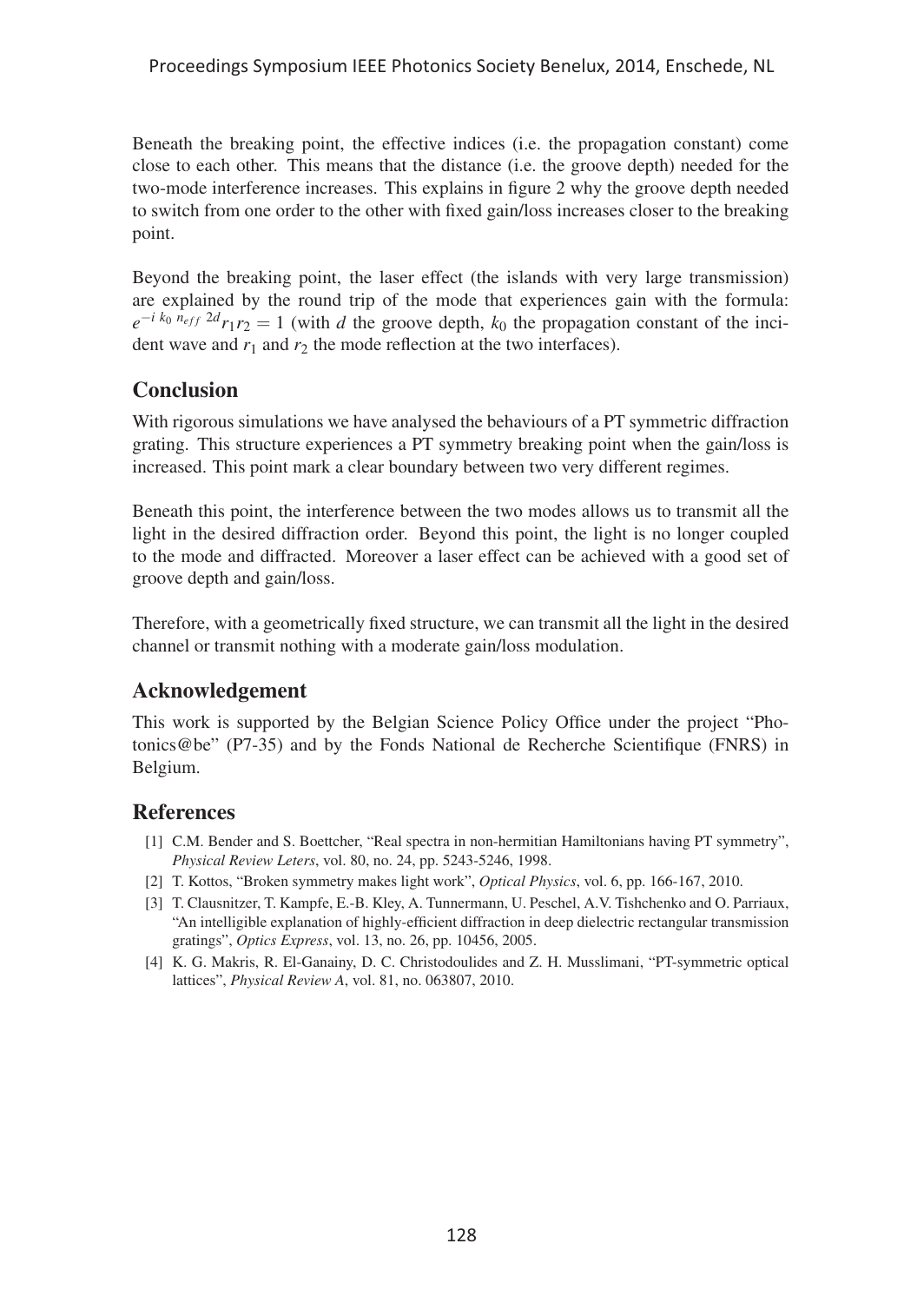Beneath the breaking point, the effective indices (i.e. the propagation constant) come close to each other. This means that the distance (i.e. the groove depth) needed for the two-mode interference increases. This explains in figure 2 why the groove depth needed to switch from one order to the other with fixed gain/loss increases closer to the breaking point.

Beyond the breaking point, the laser effect (the islands with very large transmission) are explained by the round trip of the mode that experiences gain with the formula: $e^{-i\, k_0\, n_{eff}\, 2d} r_1 r_2 = 1$ (with $d$ the groove depth, $k_0$ the propagation constant of the incident wave and $r_1$ and $r_2$ the mode reflection at the two interfaces).

## Conclusion

With rigorous simulations we have analysed the behaviours of a PT symmetric diffraction grating. This structure experiences a PT symmetry breaking point when the gain/loss is increased. This point mark a clear boundary between two very different regimes.

Beneath this point, the interference between the two modes allows us to transmit all the light in the desired diffraction order. Beyond this point, the light is no longer coupled to the mode and diffracted. Moreover a laser effect can be achieved with a good set of groove depth and gain/loss.

Therefore, with a geometrically fixed structure, we can transmit all the light in the desired channel or transmit nothing with a moderate gain/loss modulation.

## Acknowledgement

This work is supported by the Belgian Science Policy Office under the project "Photonics@be" (P7-35) and by the Fonds National de Recherche Scientifique (FNRS) in Belgium.

## References

[1] C.M. Bender and S. Boettcher, "Real spectra in non-hermitian Hamiltonians having PT symmetry", *Physical Review Leters*, vol. 80, no. 24, pp. 5243-5246, 1998.

[2] T. Kottos, "Broken symmetry makes light work", *Optical Physics*, vol. 6, pp. 166-167, 2010.

[3] T. Clausnitzer, T. Kampfe, E.-B. Kley, A. Tunnermann, U. Peschel, A.V. Tishchenko and O. Parriaux, "An intelligible explanation of highly-efficient diffraction in deep dielectric rectangular transmission gratings", *Optics Express*, vol. 13, no. 26, pp. 10456, 2005.

[4] K. G. Makris, R. El-Ganainy, D. C. Christodoulides and Z. H. Musslimani, "PT-symmetric optical lattices", *Physical Review A*, vol. 81, no. 063807, 2010.